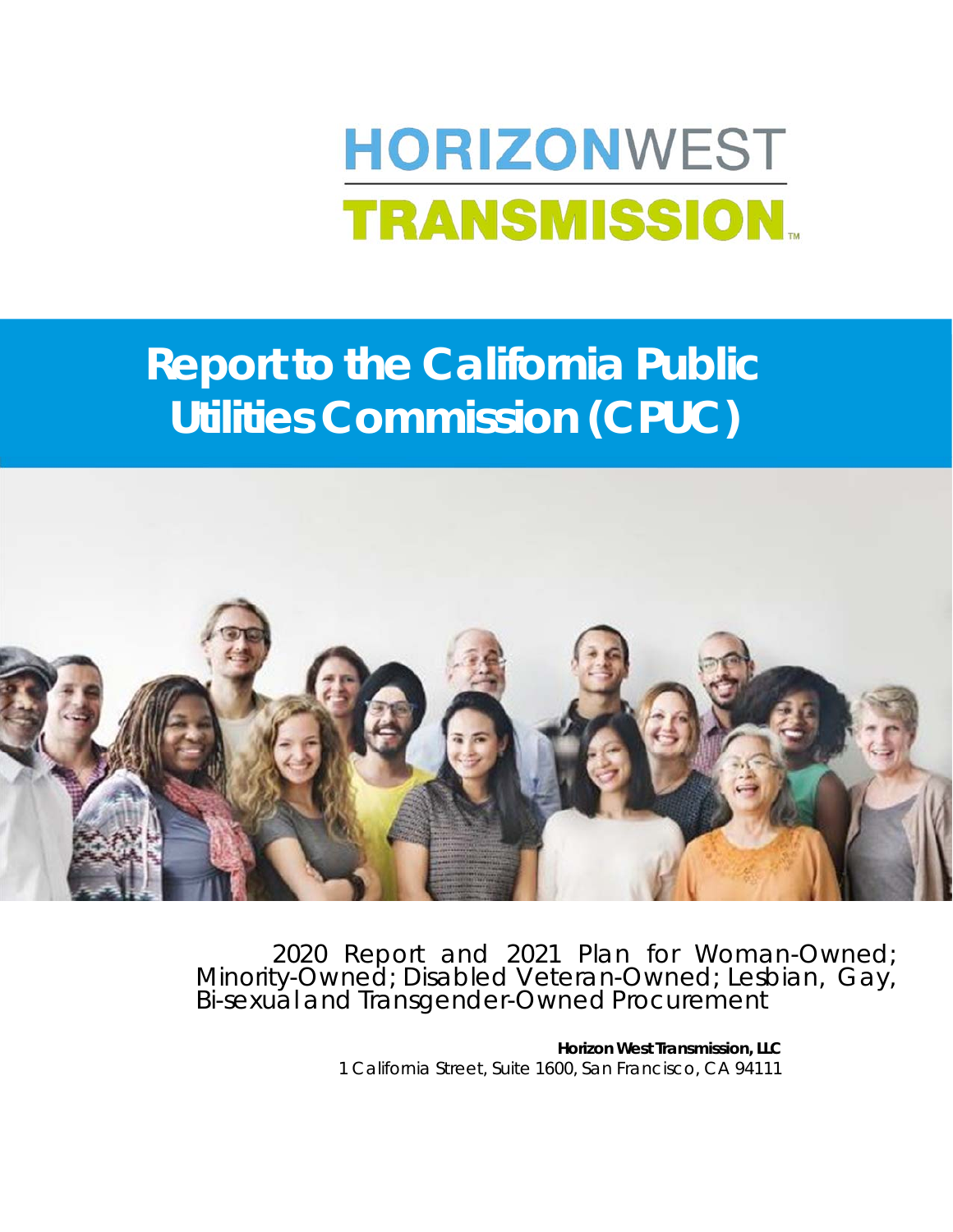# HORIZONWEST TRANSMISSION

# Report to the California Public Utilities Commission (CPUC)

2020 Report and 2021 Plan for Woman-Owned; Minority-Owned; Disabled Veteran-Owned; Lesbian, Gay, Bi-sexual and Transgender-Owned Procurement

**Horizon West Transmission, LLC**
1 California Street, Suite 1600, San Francisco, CA 94111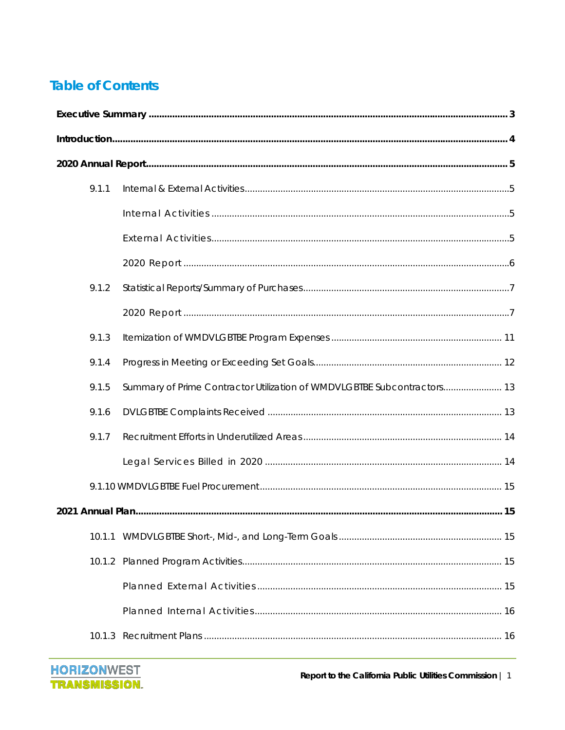# Table of Contents

**Executive Summary** ........ 3

**Introduction** ........ 4

**2020 Annual Report** ........ 5

- 9.1.1 Internal & External Activities ........ 5
  - Internal Activities ........ 5
  - External Activities ........ 5
  - 2020 Report ........ 6
- 9.1.2 Statistical Reports/Summary of Purchases ........ 7
  - 2020 Report ........ 7
- 9.1.3 Itemization of WMDVLGBTBE Program Expenses ........ 11
- 9.1.4 Progress in Meeting or Exceeding Set Goals ........ 12
- 9.1.5 Summary of Prime Contractor Utilization of WMDVLGBTBE Subcontractors ........ 13
- 9.1.6 DVLGBTBE Complaints Received ........ 13
- 9.1.7 Recruitment Efforts in Underutilized Areas ........ 14
  - Legal Services Billed in 2020 ........ 14
- 9.1.10 WMDVLGBTBE Fuel Procurement ........ 15

**2021 Annual Plan** ........ 15

- 10.1.1 WMDVLGBTBE Short-, Mid-, and Long-Term Goals ........ 15
- 10.1.2 Planned Program Activities ........ 15
  - Planned External Activities ........ 15
  - Planned Internal Activities ........ 16
- 10.1.3 Recruitment Plans ........ 16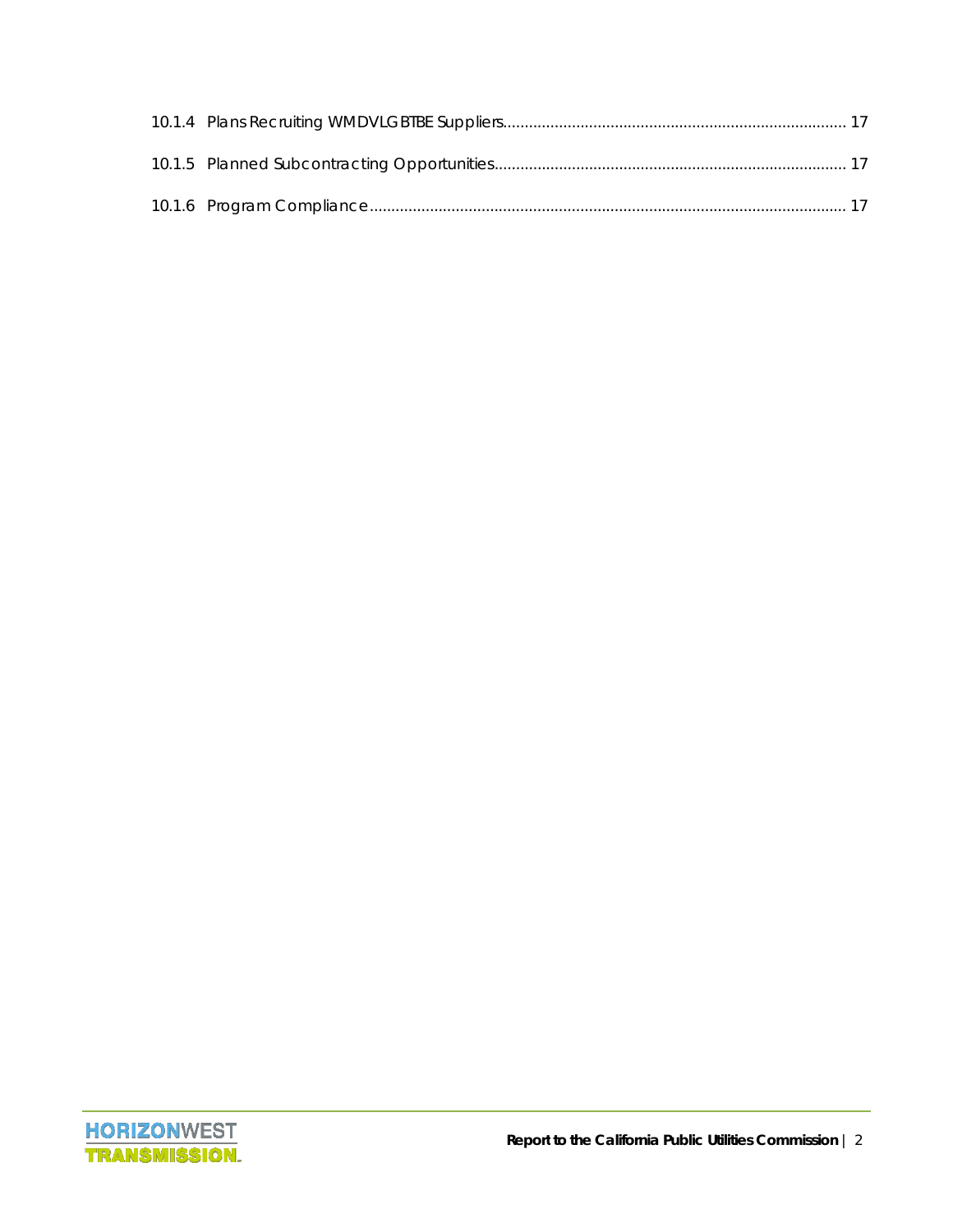10.1.4 Plans Recruiting WMDVLGBTBE Suppliers................................................................................ 17

10.1.5 Planned Subcontracting Opportunities.................................................................................. 17

10.1.6 Program Compliance............................................................................................................. 17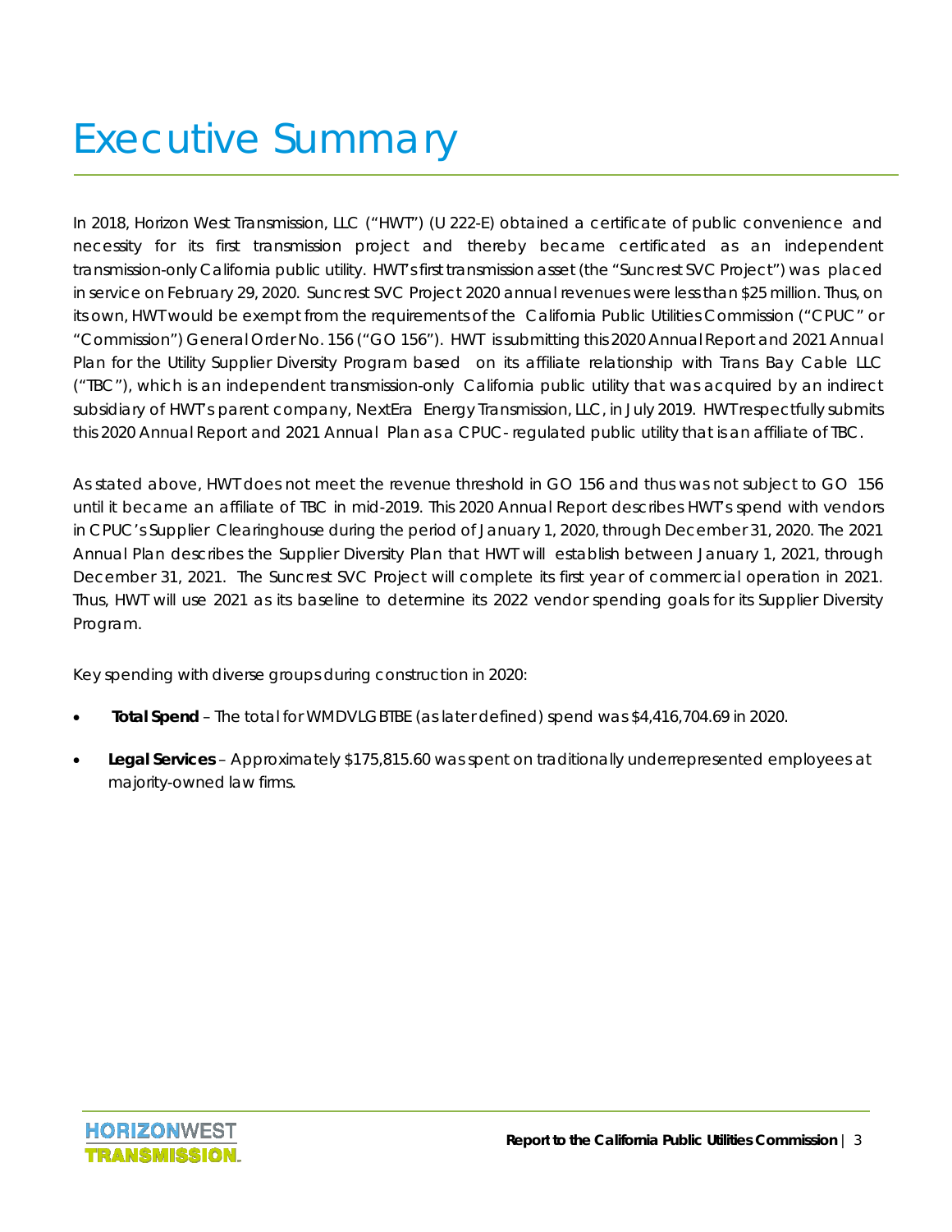# Executive Summary

In 2018, Horizon West Transmission, LLC ("HWT") (U 222-E) obtained a certificate of public convenience and necessity for its first transmission project and thereby became certificated as an independent transmission-only California public utility. HWT's first transmission asset (the "Suncrest SVC Project") was placed in service on February 29, 2020. Suncrest SVC Project 2020 annual revenues were less than $25 million. Thus, on its own, HWT would be exempt from the requirements of the California Public Utilities Commission ("CPUC" or "Commission") General Order No. 156 ("GO 156"). HWT is submitting this 2020 Annual Report and 2021 Annual Plan for the Utility Supplier Diversity Program based on its affiliate relationship with Trans Bay Cable LLC ("TBC"), which is an independent transmission-only California public utility that was acquired by an indirect subsidiary of HWT's parent company, NextEra Energy Transmission, LLC, in July 2019. HWT respectfully submits this 2020 Annual Report and 2021 Annual Plan as a CPUC- regulated public utility that is an affiliate of TBC.

As stated above, HWT does not meet the revenue threshold in GO 156 and thus was not subject to GO 156 until it became an affiliate of TBC in mid-2019. This 2020 Annual Report describes HWT's spend with vendors in CPUC's Supplier Clearinghouse during the period of January 1, 2020, through December 31, 2020. The 2021 Annual Plan describes the Supplier Diversity Plan that HWT will establish between January 1, 2021, through December 31, 2021. The Suncrest SVC Project will complete its first year of commercial operation in 2021. Thus, HWT will use 2021 as its baseline to determine its 2022 vendor spending goals for its Supplier Diversity Program.

Key spending with diverse groups during construction in 2020:

- **Total Spend** – The total for WMDVLGBTBE (as later defined) spend was $4,416,704.69 in 2020.
- **Legal Services** – Approximately $175,815.60 was spent on traditionally underrepresented employees at majority-owned law firms.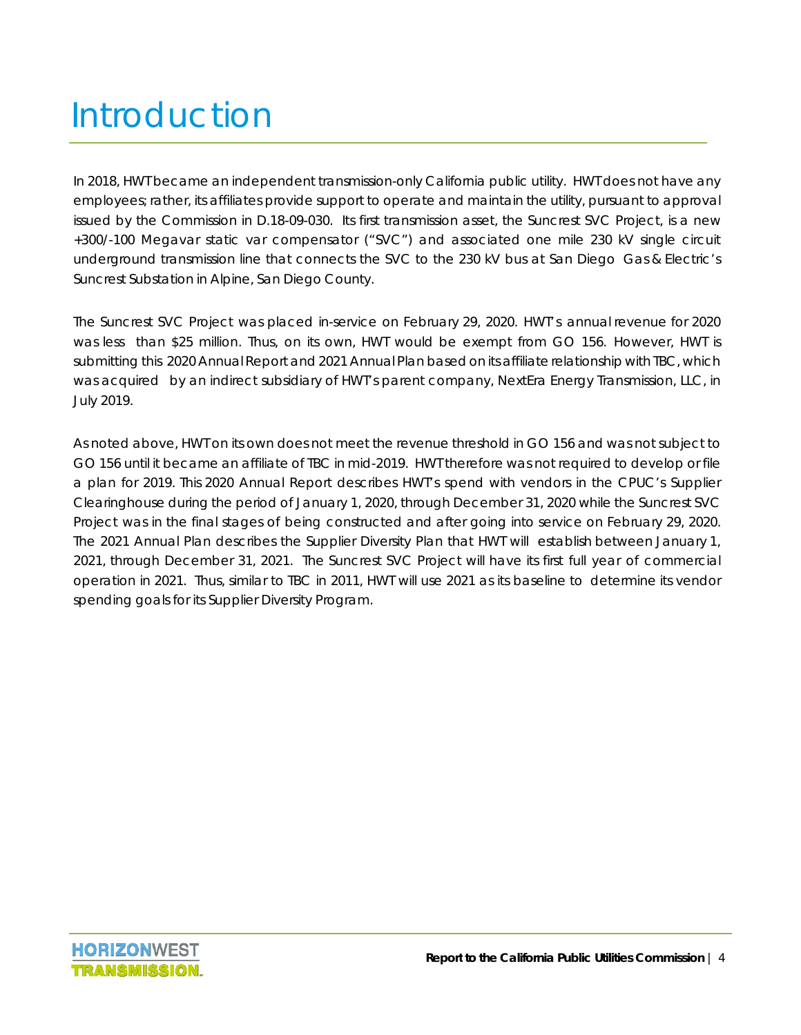# Introduction

In 2018, HWT became an independent transmission-only California public utility. HWT does not have any employees; rather, its affiliates provide support to operate and maintain the utility, pursuant to approval issued by the Commission in D.18-09-030. Its first transmission asset, the Suncrest SVC Project, is a new +300/-100 Megavar static var compensator ("SVC") and associated one mile 230 kV single circuit underground transmission line that connects the SVC to the 230 kV bus at San Diego Gas & Electric's Suncrest Substation in Alpine, San Diego County.

The Suncrest SVC Project was placed in-service on February 29, 2020. HWT's annual revenue for 2020 was less than $25 million. Thus, on its own, HWT would be exempt from GO 156. However, HWT is submitting this 2020 Annual Report and 2021 Annual Plan based on its affiliate relationship with TBC, which was acquired by an indirect subsidiary of HWT's parent company, NextEra Energy Transmission, LLC, in July 2019.

As noted above, HWT on its own does not meet the revenue threshold in GO 156 and was not subject to GO 156 until it became an affiliate of TBC in mid-2019. HWT therefore was not required to develop or file a plan for 2019. This 2020 Annual Report describes HWT's spend with vendors in the CPUC's Supplier Clearinghouse during the period of January 1, 2020, through December 31, 2020 while the Suncrest SVC Project was in the final stages of being constructed and after going into service on February 29, 2020. The 2021 Annual Plan describes the Supplier Diversity Plan that HWT will establish between January 1, 2021, through December 31, 2021. The Suncrest SVC Project will have its first full year of commercial operation in 2021. Thus, similar to TBC in 2011, HWT will use 2021 as its baseline to determine its vendor spending goals for its Supplier Diversity Program.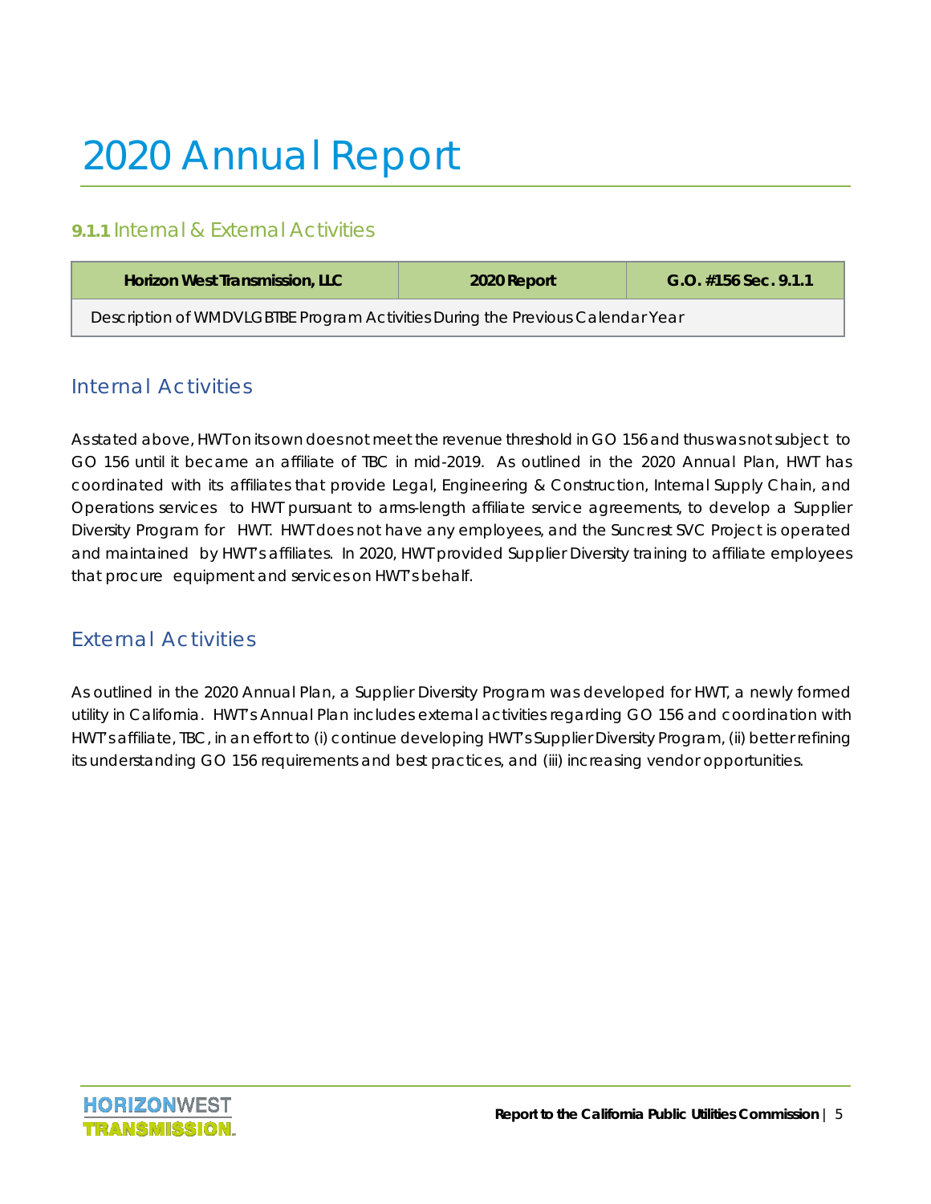# 2020 Annual Report

## **9.1.1** Internal & External Activities

| Horizon West Transmission, LLC | 2020 Report | G.O. #156 Sec. 9.1.1 |
| --- | --- | --- |
| Description of WMDVLGBTBE Program Activities During the Previous Calendar Year | | |

### Internal Activities

As stated above, HWT on its own does not meet the revenue threshold in GO 156 and thus was not subject to GO 156 until it became an affiliate of TBC in mid-2019. As outlined in the 2020 Annual Plan, HWT has coordinated with its affiliates that provide Legal, Engineering & Construction, Internal Supply Chain, and Operations services to HWT pursuant to arms-length affiliate service agreements, to develop a Supplier Diversity Program for HWT. HWT does not have any employees, and the Suncrest SVC Project is operated and maintained by HWT's affiliates. In 2020, HWT provided Supplier Diversity training to affiliate employees that procure equipment and services on HWT's behalf.

### External Activities

As outlined in the 2020 Annual Plan, a Supplier Diversity Program was developed for HWT, a newly formed utility in California. HWT's Annual Plan includes external activities regarding GO 156 and coordination with HWT's affiliate, TBC, in an effort to (i) continue developing HWT's Supplier Diversity Program, (ii) better refining its understanding GO 156 requirements and best practices, and (iii) increasing vendor opportunities.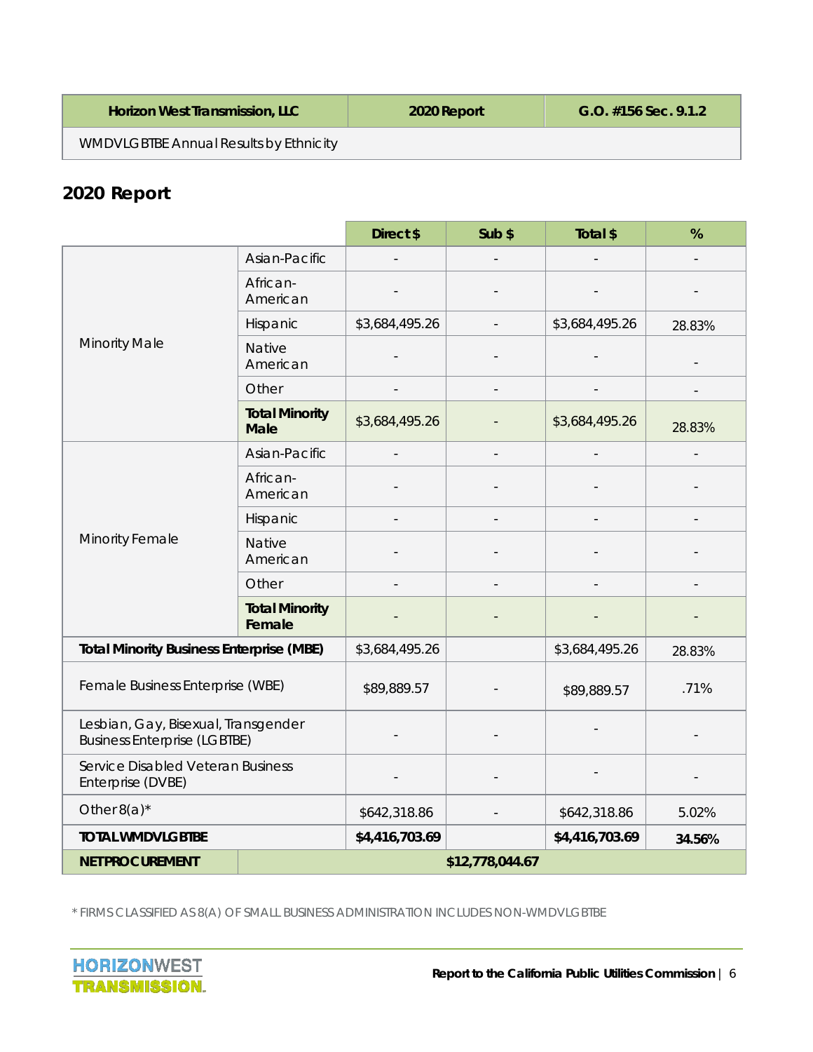| Horizon West Transmission, LLC | 2020 Report | G.O. #156 Sec. 9.1.2 |
| --- | --- | --- |
| WMDVLGBTBE Annual Results by Ethnicity | | |

## 2020 Report

| | | Direct $ | Sub $ | Total $ | % |
| --- | --- | --- | --- | --- | --- |
| Minority Male | Asian-Pacific | - | - | - | - |
| | African-American | - | - | - | - |
| | Hispanic | $3,684,495.26 | - | $3,684,495.26 | 28.83% |
| | Native American | - | - | - | - |
| | Other | - | - | - | - |
| | **Total Minority Male** | $3,684,495.26 | - | $3,684,495.26 | 28.83% |
| Minority Female | Asian-Pacific | - | - | - | - |
| | African-American | - | - | - | - |
| | Hispanic | - | - | - | - |
| | Native American | - | - | - | - |
| | Other | - | - | - | - |
| | **Total Minority Female** | - | - | - | - |
| **Total Minority Business Enterprise (MBE)** | | $3,684,495.26 | | $3,684,495.26 | 28.83% |
| Female Business Enterprise (WBE) | | $89,889.57 | - | $89,889.57 | .71% |
| Lesbian, Gay, Bisexual, Transgender Business Enterprise (LGBTBE) | | - | - | - | - |
| Service Disabled Veteran Business Enterprise (DVBE) | | - | - | - | - |
| Other 8(a)* | | $642,318.86 | - | $642,318.86 | 5.02% |
| **TOTAL WMDVLGBTBE** | | **$4,416,703.69** | | **$4,416,703.69** | **34.56%** |
| **NET PROCUREMENT** | | **$12,778,044.67** | | | |

* FIRMS CLASSIFIED AS 8(A) OF SMALL BUSINESS ADMINISTRATION INCLUDES NON-WMDVLGBTBE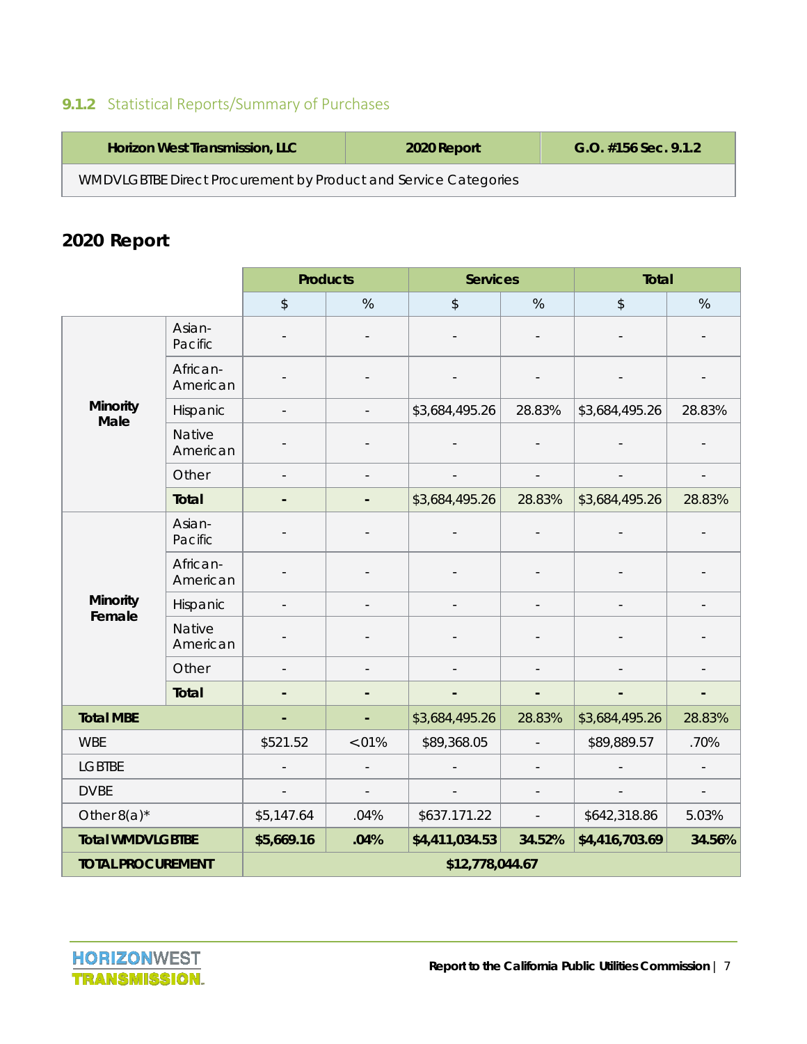### 9.1.2 Statistical Reports/Summary of Purchases

| Horizon West Transmission, LLC | 2020 Report | G.O. #156 Sec. 9.1.2 |
|---|---|---|
| WMDVLGBTBE Direct Procurement by Product and Service Categories | | |

## 2020 Report

| | | Products | | Services | | Total | |
|---|---|---|---|---|---|---|---|
| | | $ | % | $ | % | $ | % |
| **Minority Male** | Asian-Pacific | - | - | - | - | - | - |
| | African-American | - | - | - | - | - | - |
| | Hispanic | - | - | $3,684,495.26 | 28.83% | $3,684,495.26 | 28.83% |
| | Native American | - | - | - | - | - | - |
| | Other | - | - | - | - | - | - |
| | **Total** | **-** | **-** | $3,684,495.26 | 28.83% | $3,684,495.26 | 28.83% |
| **Minority Female** | Asian-Pacific | - | - | - | - | - | - |
| | African-American | - | - | - | - | - | - |
| | Hispanic | - | - | - | - | - | - |
| | Native American | - | - | - | - | - | - |
| | Other | - | - | - | - | - | - |
| | **Total** | **-** | **-** | **-** | **-** | **-** | **-** |
| **Total MBE** | | **-** | **-** | $3,684,495.26 | 28.83% | $3,684,495.26 | 28.83% |
| WBE | | $521.52 | <01% | $89,368.05 | - | $89,889.57 | .70% |
| LGBTBE | | - | - | - | - | - | - |
| DVBE | | - | - | - | - | - | - |
| Other 8(a)* | | $5,147.64 | .04% | $637.171.22 | - | $642,318.86 | 5.03% |
| **Total WMDVLGBTBE** | | **$5,669.16** | **.04%** | **$4,411,034.53** | **34.52%** | **$4,416,703.69** | **34.56%** |
| **TOTAL PROCUREMENT** | | **$12,778,044.67** | | | | | |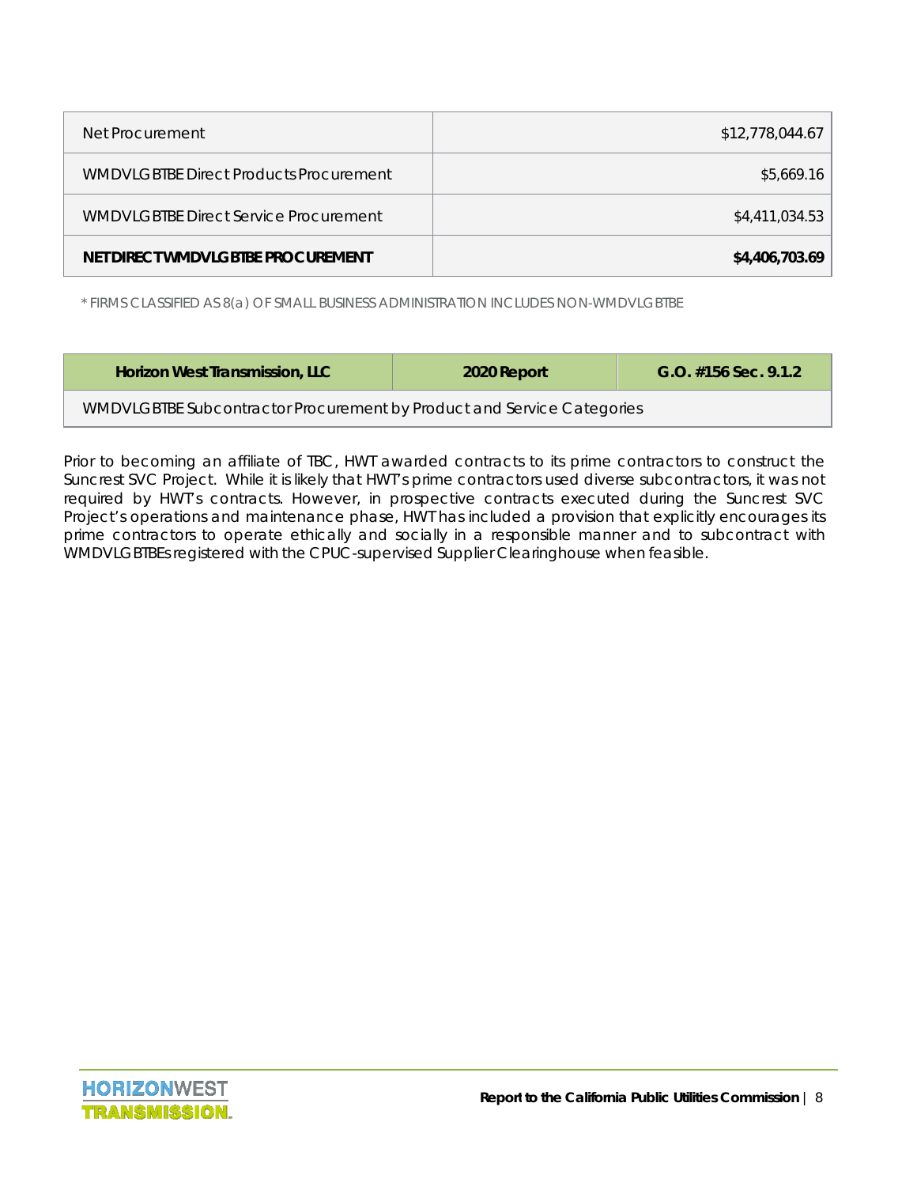| Net Procurement | $12,778,044.67 |
| --- | --- |
| WMDVLGBTBE Direct Products Procurement | $5,669.16 |
| WMDVLGBTBE Direct Service Procurement | $4,411,034.53 |
| **NET DIRECT WMDVLGBTBE PROCUREMENT** | **$4,406,703.69** |

\* FIRMS CLASSIFIED AS 8(a) OF SMALL BUSINESS ADMINISTRATION INCLUDES NON-WMDVLGBTBE

| Horizon West Transmission, LLC | 2020 Report | G.O. #156 Sec. 9.1.2 |
| --- | --- | --- |
| WMDVLGBTBE Subcontractor Procurement by Product and Service Categories | | |

Prior to becoming an affiliate of TBC, HWT awarded contracts to its prime contractors to construct the Suncrest SVC Project. While it is likely that HWT's prime contractors used diverse subcontractors, it was not required by HWT's contracts. However, in prospective contracts executed during the Suncrest SVC Project's operations and maintenance phase, HWT has included a provision that explicitly encourages its prime contractors to operate ethically and socially in a responsible manner and to subcontract with WMDVLGBTBEs registered with the CPUC-supervised Supplier Clearinghouse when feasible.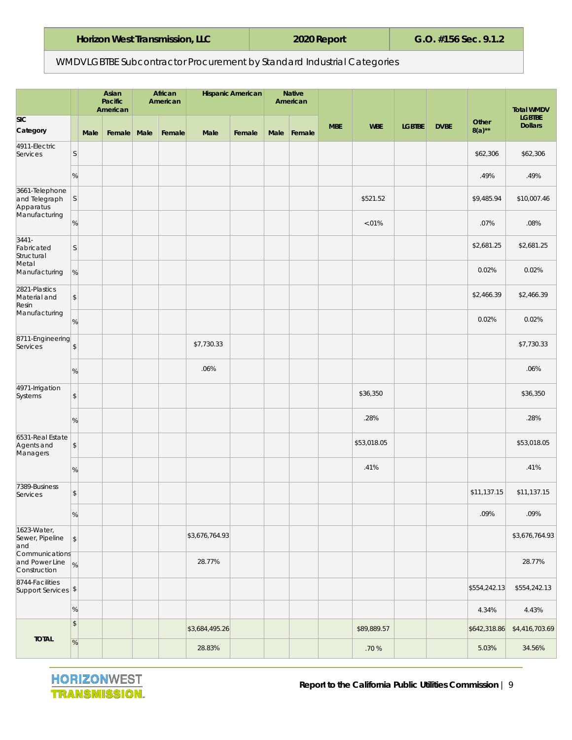| Horizon West Transmission, LLC | 2020 Report | G.O. #156 Sec. 9.1.2 |
|---|---|---|

WMDVLGBTBE Subcontractor Procurement by Standard Industrial Categories

| SIC Category | | Asian Pacific American | | African American | | Hispanic American | | Native American | | MBE | WBE | LGBTBE | DVBE | Other 8(a)** | Total WMDV LGBTBE Dollars |
|---|---|---|---|---|---|---|---|---|---|---|---|---|---|---|---|
| | | Male | Female | Male | Female | Male | Female | Male | Female | | | | | | |
| 4911-Electric Services | $ | | | | | | | | | | | | | $62,306 | $62,306 |
| | % | | | | | | | | | | | | | .49% | .49% |
| 3661-Telephone and Telegraph Apparatus Manufacturing | $ | | | | | | | | | | $521.52 | | | $9,485.94 | $10,007.46 |
| | % | | | | | | | | | | <01% | | | .07% | .08% |
| 3441-Fabricated Structural Metal Manufacturing | $ | | | | | | | | | | | | | $2,681.25 | $2,681.25 |
| | % | | | | | | | | | | | | | 0.02% | 0.02% |
| 2821-Plastics Material and Resin Manufacturing | $ | | | | | | | | | | | | | $2,466.39 | $2,466.39 |
| | % | | | | | | | | | | | | | 0.02% | 0.02% |
| 8711-Engineering Services | $ | | | | | $7,730.33 | | | | | | | | | $7,730.33 |
| | % | | | | | .06% | | | | | | | | | .06% |
| 4971-Irrigation Systems | $ | | | | | | | | | | $36,350 | | | | $36,350 |
| | % | | | | | | | | | | .28% | | | | .28% |
| 6531-Real Estate Agents and Managers | $ | | | | | | | | | | $53,018.05 | | | | $53,018.05 |
| | % | | | | | | | | | | .41% | | | | .41% |
| 7389-Business Services | $ | | | | | | | | | | | | | $11,137.15 | $11,137.15 |
| | % | | | | | | | | | | | | | .09% | .09% |
| 1623-Water, Sewer, Pipeline and Communications and Power Line Construction | $ | | | | | $3,676,764.93 | | | | | | | | | $3,676,764.93 |
| | % | | | | | 28.77% | | | | | | | | | 28.77% |
| 8744-Facilities Support Services | $ | | | | | | | | | | | | | $554,242.13 | $554,242.13 |
| | % | | | | | | | | | | | | | 4.34% | 4.43% |
| **TOTAL** | $ | | | | | $3,684,495.26 | | | | | $89,889.57 | | | $642,318.86 | $4,416,703.69 |
| | % | | | | | 28.83% | | | | | .70 % | | | 5.03% | 34.56% |

**Report to the California Public Utilities Commission**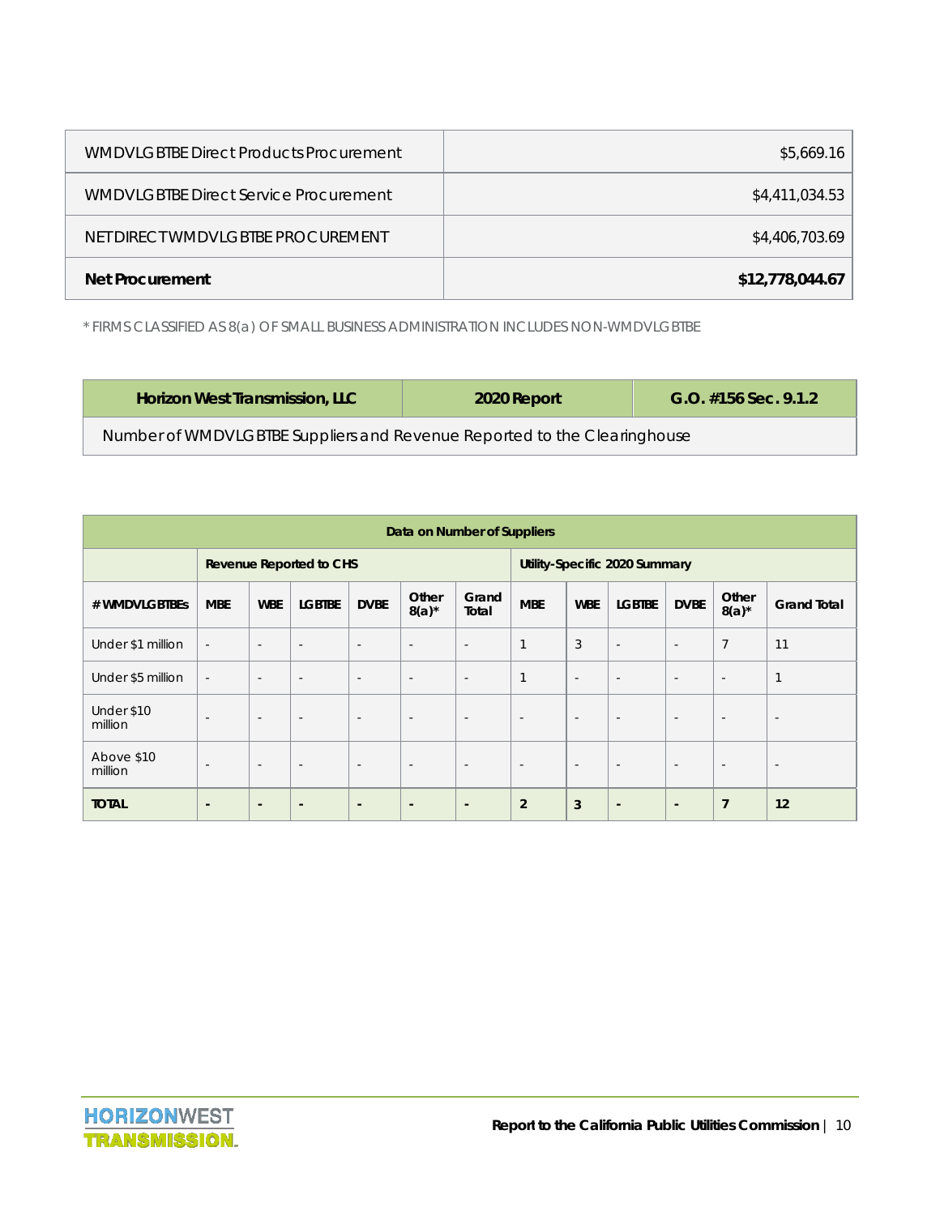| | |
|---|---|
| WMDVLGBTBE Direct Products Procurement | $5,669.16 |
| WMDVLGBTBE Direct Service Procurement | $4,411,034.53 |
| NET DIRECT WMDVLGBTBE PROCUREMENT | $4,406,703.69 |
| **Net Procurement** | **$12,778,044.67** |

\* FIRMS CLASSIFIED AS 8(a) OF SMALL BUSINESS ADMINISTRATION INCLUDES NON-WMDVLGBTBE

| Horizon West Transmission, LLC | 2020 Report | G.O. #156 Sec. 9.1.2 |
|---|---|---|
| Number of WMDVLGBTBE Suppliers and Revenue Reported to the Clearinghouse | | |

| Data on Number of Suppliers | | | | | | | | | | | | |
|---|---|---|---|---|---|---|---|---|---|---|---|---|
| | Revenue Reported to CHS | | | | | | Utility-Specific 2020 Summary | | | | | |
| # WMDVLGBTBEs | MBE | WBE | LGBTBE | DVBE | Other 8(a)* | Grand Total | MBE | WBE | LGBTBE | DVBE | Other 8(a)* | Grand Total |
| Under $1 million | - | - | - | - | - | - | 1 | 3 | - | - | 7 | 11 |
| Under $5 million | - | - | - | - | - | - | 1 | - | - | - | - | 1 |
| Under $10 million | - | - | - | - | - | - | - | - | - | - | - | - |
| Above $10 million | - | - | - | - | - | - | - | - | - | - | - | - |
| **TOTAL** | **-** | **-** | **-** | **-** | **-** | **-** | **2** | **3** | **-** | **-** | **7** | **12** |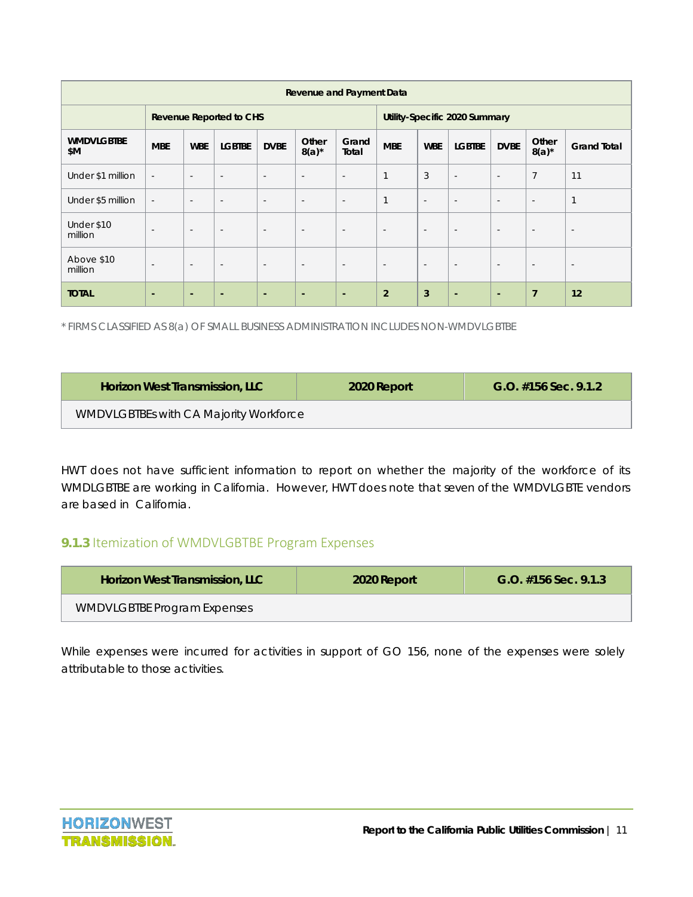| Revenue and Payment Data | | | | | | | | | | | | |
|---|---|---|---|---|---|---|---|---|---|---|---|---|
| | Revenue Reported to CHS | | | | | | Utility-Specific 2020 Summary | | | | | |
| WMDVLGBTBE $M | MBE | WBE | LGBTBE | DVBE | Other 8(a)* | Grand Total | MBE | WBE | LGBTBE | DVBE | Other 8(a)* | Grand Total |
| Under $1 million | - | - | - | - | - | - | 1 | 3 | - | - | 7 | 11 |
| Under $5 million | - | - | - | - | - | - | 1 | - | - | - | - | 1 |
| Under $10 million | - | - | - | - | - | - | - | - | - | - | - | - |
| Above $10 million | - | - | - | - | - | - | - | - | - | - | - | - |
| **TOTAL** | **-** | **-** | **-** | **-** | **-** | **-** | **2** | **3** | **-** | **-** | **7** | **12** |

* FIRMS CLASSIFIED AS 8(a) OF SMALL BUSINESS ADMINISTRATION INCLUDES NON-WMDVLGBTBE

| Horizon West Transmission, LLC | 2020 Report | G.O. #156 Sec. 9.1.2 |
|---|---|---|
| WMDVLGBTBEs with CA Majority Workforce | | |

HWT does not have sufficient information to report on whether the majority of the workforce of its WMDLGBTBE are working in California. However, HWT does note that seven of the WMDVLGBTE vendors are based in California.

### 9.1.3 Itemization of WMDVLGBTBE Program Expenses

| Horizon West Transmission, LLC | 2020 Report | G.O. #156 Sec. 9.1.3 |
|---|---|---|
| WMDVLGBTBE Program Expenses | | |

While expenses were incurred for activities in support of GO 156, none of the expenses were solely attributable to those activities.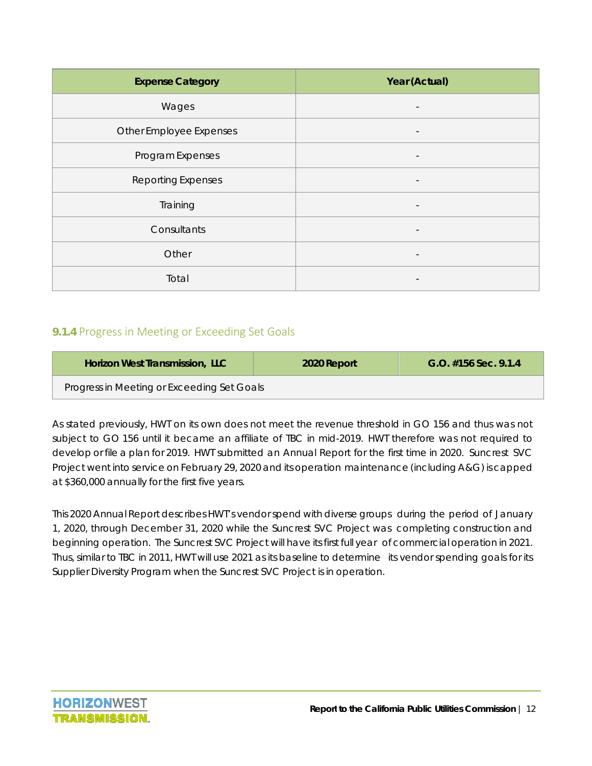| Expense Category | Year (Actual) |
|---|---|
| Wages | - |
| Other Employee Expenses | - |
| Program Expenses | - |
| Reporting Expenses | - |
| Training | - |
| Consultants | - |
| Other | - |
| Total | - |

### 9.1.4 Progress in Meeting or Exceeding Set Goals

| Horizon West Transmission, LLC | 2020 Report | G.O. #156 Sec. 9.1.4 |
|---|---|---|
| Progress in Meeting or Exceeding Set Goals | | |

As stated previously, HWT on its own does not meet the revenue threshold in GO 156 and thus was not subject to GO 156 until it became an affiliate of TBC in mid-2019. HWT therefore was not required to develop or file a plan for 2019. HWT submitted an Annual Report for the first time in 2020. Suncrest SVC Project went into service on February 29, 2020 and its operation maintenance (including A&G) is capped at $360,000 annually for the first five years.

This 2020 Annual Report describes HWT's vendor spend with diverse groups during the period of January 1, 2020, through December 31, 2020 while the Suncrest SVC Project was completing construction and beginning operation. The Suncrest SVC Project will have its first full year of commercial operation in 2021. Thus, similar to TBC in 2011, HWT will use 2021 as its baseline to determine its vendor spending goals for its Supplier Diversity Program when the Suncrest SVC Project is in operation.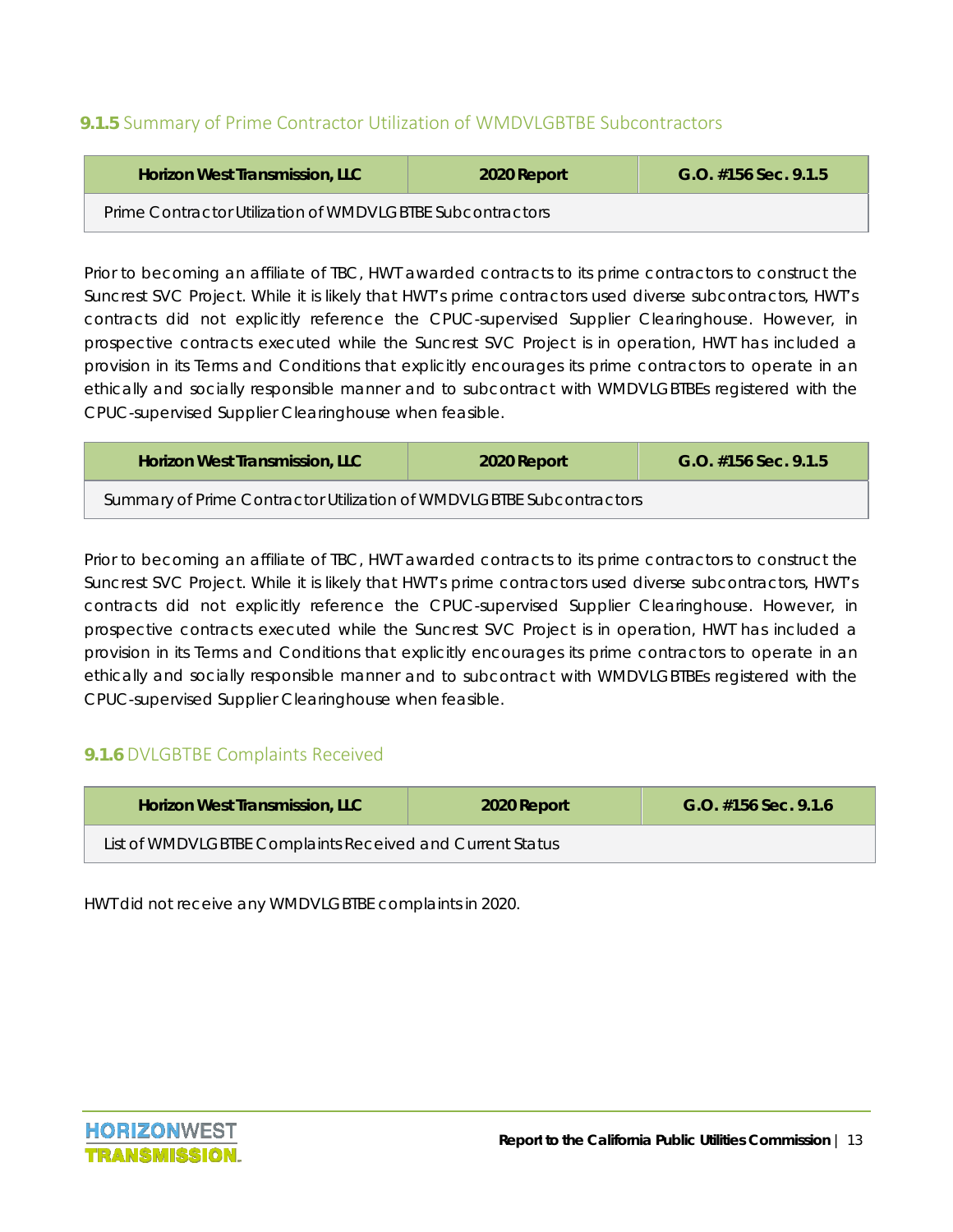### **9.1.5** Summary of Prime Contractor Utilization of WMDVLGBTBE Subcontractors

| Horizon West Transmission, LLC | 2020 Report | G.O. #156 Sec. 9.1.5 |
| --- | --- | --- |
| Prime Contractor Utilization of WMDVLGBTBE Subcontractors | | |

Prior to becoming an affiliate of TBC, HWT awarded contracts to its prime contractors to construct the Suncrest SVC Project. While it is likely that HWT's prime contractors used diverse subcontractors, HWT's contracts did not explicitly reference the CPUC-supervised Supplier Clearinghouse. However, in prospective contracts executed while the Suncrest SVC Project is in operation, HWT has included a provision in its Terms and Conditions that explicitly encourages its prime contractors to operate in an ethically and socially responsible manner and to subcontract with WMDVLGBTBEs registered with the CPUC-supervised Supplier Clearinghouse when feasible.

| Horizon West Transmission, LLC | 2020 Report | G.O. #156 Sec. 9.1.5 |
| --- | --- | --- |
| Summary of Prime Contractor Utilization of WMDVLGBTBE Subcontractors | | |

Prior to becoming an affiliate of TBC, HWT awarded contracts to its prime contractors to construct the Suncrest SVC Project. While it is likely that HWT's prime contractors used diverse subcontractors, HWT's contracts did not explicitly reference the CPUC-supervised Supplier Clearinghouse. However, in prospective contracts executed while the Suncrest SVC Project is in operation, HWT has included a provision in its Terms and Conditions that explicitly encourages its prime contractors to operate in an ethically and socially responsible manner and to subcontract with WMDVLGBTBEs registered with the CPUC-supervised Supplier Clearinghouse when feasible.

### **9.1.6** DVLGBTBE Complaints Received

| Horizon West Transmission, LLC | 2020 Report | G.O. #156 Sec. 9.1.6 |
| --- | --- | --- |
| List of WMDVLGBTBE Complaints Received and Current Status | | |

HWT did not receive any WMDVLGBTBE complaints in 2020.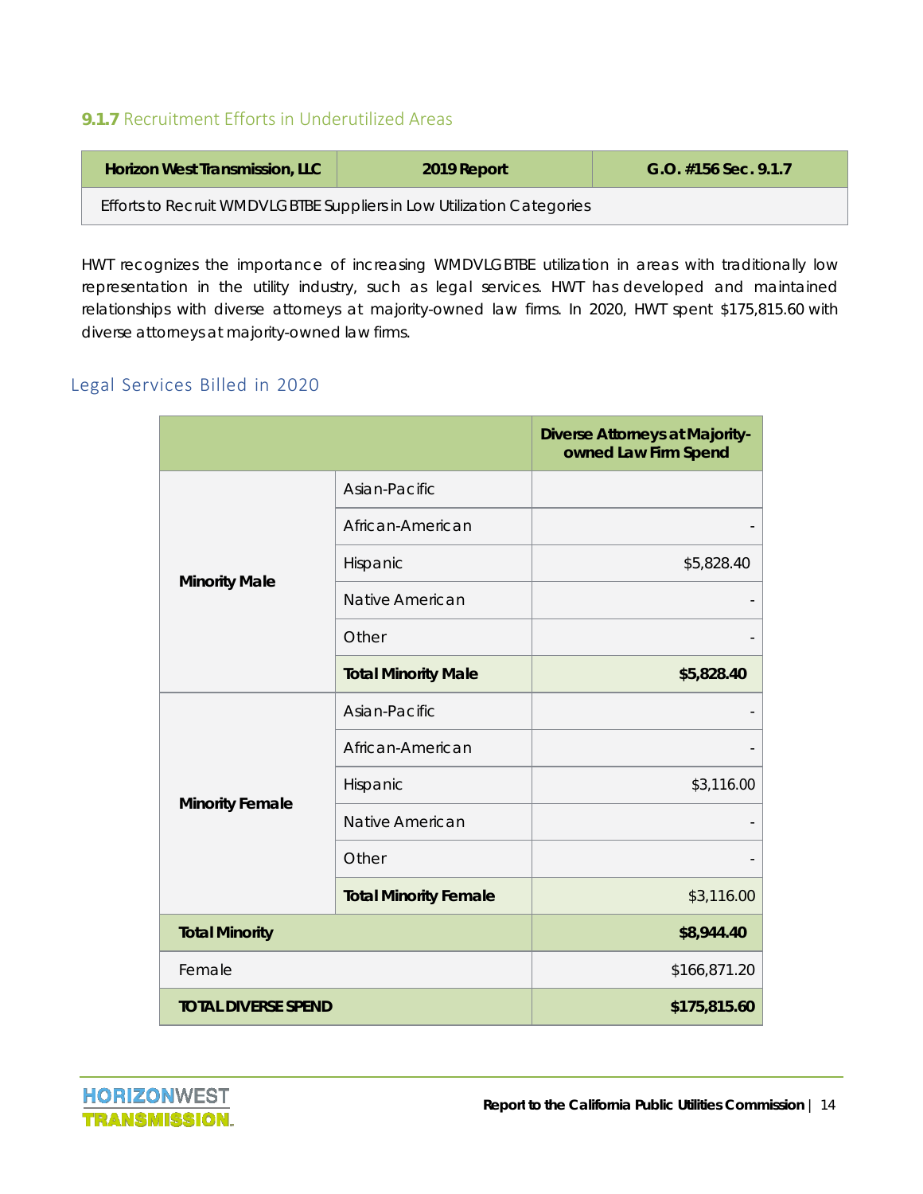### **9.1.7** Recruitment Efforts in Underutilized Areas

| Horizon West Transmission, LLC | 2019 Report | G.O. #156 Sec. 9.1.7 |
|---|---|---|
| Efforts to Recruit WMDVLGBTBE Suppliers in Low Utilization Categories | | |

HWT recognizes the importance of increasing WMDVLGBTBE utilization in areas with traditionally low representation in the utility industry, such as legal services. HWT has developed and maintained relationships with diverse attorneys at majority-owned law firms. In 2020, HWT spent $175,815.60 with diverse attorneys at majority-owned law firms.

## Legal Services Billed in 2020

| | | Diverse Attorneys at Majority-owned Law Firm Spend |
|---|---|---|
| **Minority Male** | Asian-Pacific | |
| | African-American | - |
| | Hispanic | $5,828.40 |
| | Native American | - |
| | Other | - |
| | **Total Minority Male** | **$5,828.40** |
| **Minority Female** | Asian-Pacific | - |
| | African-American | - |
| | Hispanic | $3,116.00 |
| | Native American | - |
| | Other | - |
| | **Total Minority Female** | $3,116.00 |
| **Total Minority** | | **$8,944.40** |
| Female | | $166,871.20 |
| **TOTAL DIVERSE SPEND** | | **$175,815.60** |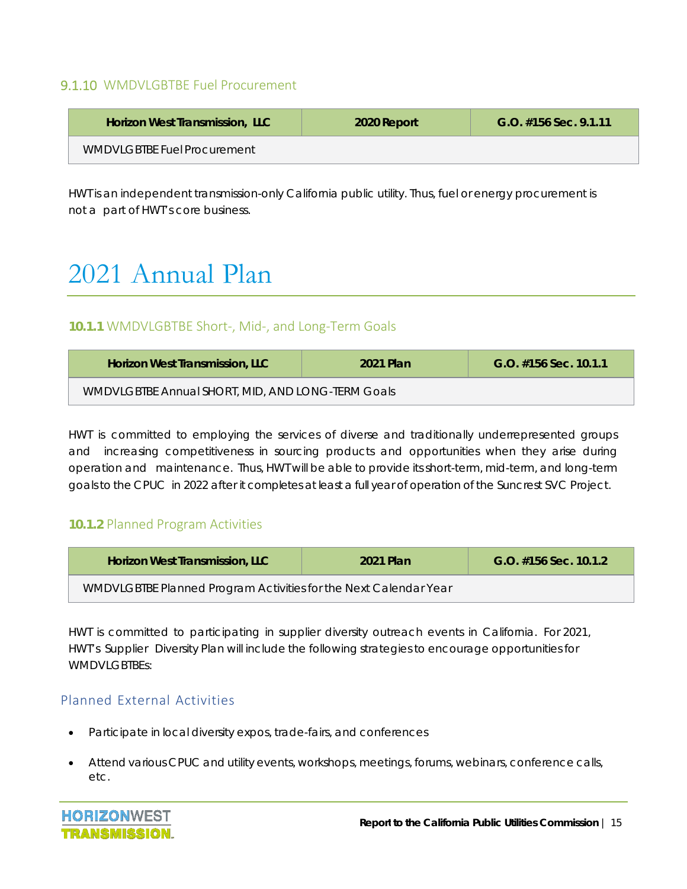### 9.1.10 WMDVLGBTBE Fuel Procurement

| Horizon West Transmission, LLC | 2020 Report | G.O. #156 Sec. 9.1.11 |
|---|---|---|
| WMDVLGBTBE Fuel Procurement | | |

HWT is an independent transmission-only California public utility. Thus, fuel or energy procurement is not a part of HWT's core business.

# 2021 Annual Plan

### 10.1.1 WMDVLGBTBE Short-, Mid-, and Long-Term Goals

| Horizon West Transmission, LLC | 2021 Plan | G.O. #156 Sec. 10.1.1 |
|---|---|---|
| WMDVLGBTBE Annual SHORT, MID, AND LONG-TERM Goals | | |

HWT is committed to employing the services of diverse and traditionally underrepresented groups and increasing competitiveness in sourcing products and opportunities when they arise during operation and maintenance. Thus, HWT will be able to provide its short-term, mid-term, and long-term goals to the CPUC in 2022 after it completes at least a full year of operation of the Suncrest SVC Project.

### 10.1.2 Planned Program Activities

| Horizon West Transmission, LLC | 2021 Plan | G.O. #156 Sec. 10.1.2 |
|---|---|---|
| WMDVLGBTBE Planned Program Activities for the Next Calendar Year | | |

HWT is committed to participating in supplier diversity outreach events in California. For 2021, HWT's Supplier Diversity Plan will include the following strategies to encourage opportunities for WMDVLGBTBEs:

#### Planned External Activities

- Participate in local diversity expos, trade-fairs, and conferences
- Attend various CPUC and utility events, workshops, meetings, forums, webinars, conference calls, etc.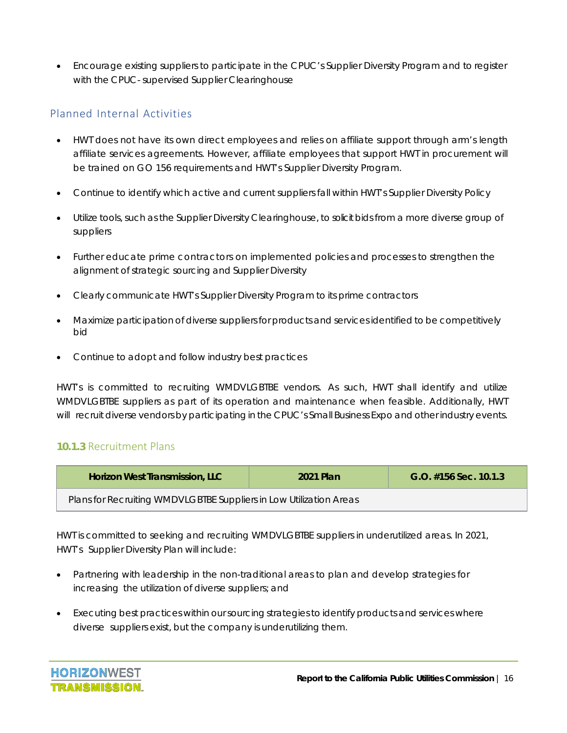- Encourage existing suppliers to participate in the CPUC's Supplier Diversity Program and to register with the CPUC- supervised Supplier Clearinghouse

## Planned Internal Activities

- HWT does not have its own direct employees and relies on affiliate support through arm's length affiliate services agreements. However, affiliate employees that support HWT in procurement will be trained on GO 156 requirements and HWT's Supplier Diversity Program.
- Continue to identify which active and current suppliers fall within HWT's Supplier Diversity Policy
- Utilize tools, such as the Supplier Diversity Clearinghouse, to solicit bids from a more diverse group of suppliers
- Further educate prime contractors on implemented policies and processes to strengthen the alignment of strategic sourcing and Supplier Diversity
- Clearly communicate HWT's Supplier Diversity Program to its prime contractors
- Maximize participation of diverse suppliers for products and services identified to be competitively bid
- Continue to adopt and follow industry best practices

HWT's is committed to recruiting WMDVLGBTBE vendors. As such, HWT shall identify and utilize WMDVLGBTBE suppliers as part of its operation and maintenance when feasible. Additionally, HWT will recruit diverse vendors by participating in the CPUC's Small Business Expo and other industry events.

### **10.1.3** Recruitment Plans

| Horizon West Transmission, LLC | 2021 Plan | G.O. #156 Sec. 10.1.3 |
|---|---|---|
| Plans for Recruiting WMDVLGBTBE Suppliers in Low Utilization Areas | | |

HWT is committed to seeking and recruiting WMDVLGBTBE suppliers in underutilized areas. In 2021, HWT's Supplier Diversity Plan will include:

- Partnering with leadership in the non-traditional areas to plan and develop strategies for increasing the utilization of diverse suppliers; and
- Executing best practices within our sourcing strategies to identify products and services where diverse suppliers exist, but the company is underutilizing them.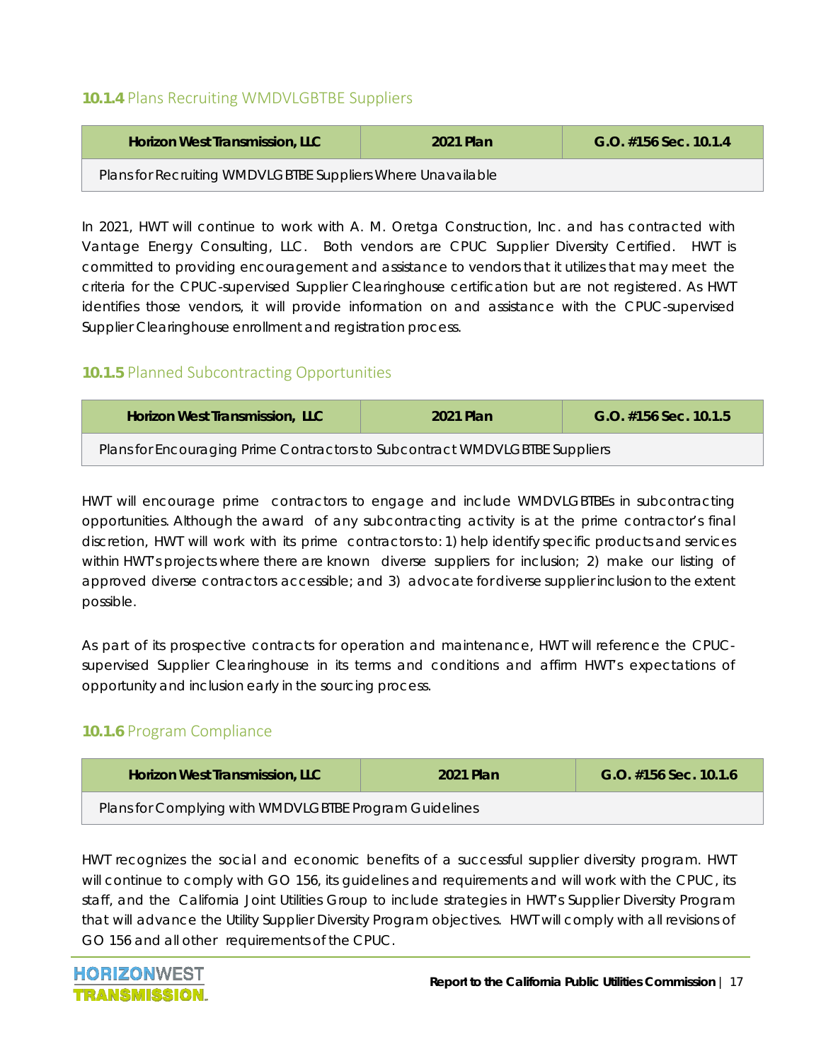### **10.1.4** Plans Recruiting WMDVLGBTBE Suppliers

| Horizon West Transmission, LLC | 2021 Plan | G.O. #156 Sec. 10.1.4 |
|---|---|---|
| Plans for Recruiting WMDVLGBTBE Suppliers Where Unavailable | | |

In 2021, HWT will continue to work with A. M. Oretga Construction, Inc. and has contracted with Vantage Energy Consulting, LLC. Both vendors are CPUC Supplier Diversity Certified. HWT is committed to providing encouragement and assistance to vendors that it utilizes that may meet the criteria for the CPUC-supervised Supplier Clearinghouse certification but are not registered. As HWT identifies those vendors, it will provide information on and assistance with the CPUC-supervised Supplier Clearinghouse enrollment and registration process.

### **10.1.5** Planned Subcontracting Opportunities

| Horizon West Transmission, LLC | 2021 Plan | G.O. #156 Sec. 10.1.5 |
|---|---|---|
| Plans for Encouraging Prime Contractors to Subcontract WMDVLGBTBE Suppliers | | |

HWT will encourage prime contractors to engage and include WMDVLGBTBEs in subcontracting opportunities. Although the award of any subcontracting activity is at the prime contractor's final discretion, HWT will work with its prime contractors to: 1) help identify specific products and services within HWT's projects where there are known diverse suppliers for inclusion; 2) make our listing of approved diverse contractors accessible; and 3) advocate for diverse supplier inclusion to the extent possible.

As part of its prospective contracts for operation and maintenance, HWT will reference the CPUC-supervised Supplier Clearinghouse in its terms and conditions and affirm HWT's expectations of opportunity and inclusion early in the sourcing process.

### **10.1.6** Program Compliance

| Horizon West Transmission, LLC | 2021 Plan | G.O. #156 Sec. 10.1.6 |
|---|---|---|
| Plans for Complying with WMDVLGBTBE Program Guidelines | | |

HWT recognizes the social and economic benefits of a successful supplier diversity program. HWT will continue to comply with GO 156, its guidelines and requirements and will work with the CPUC, its staff, and the California Joint Utilities Group to include strategies in HWT's Supplier Diversity Program that will advance the Utility Supplier Diversity Program objectives. HWT will comply with all revisions of GO 156 and all other requirements of the CPUC.